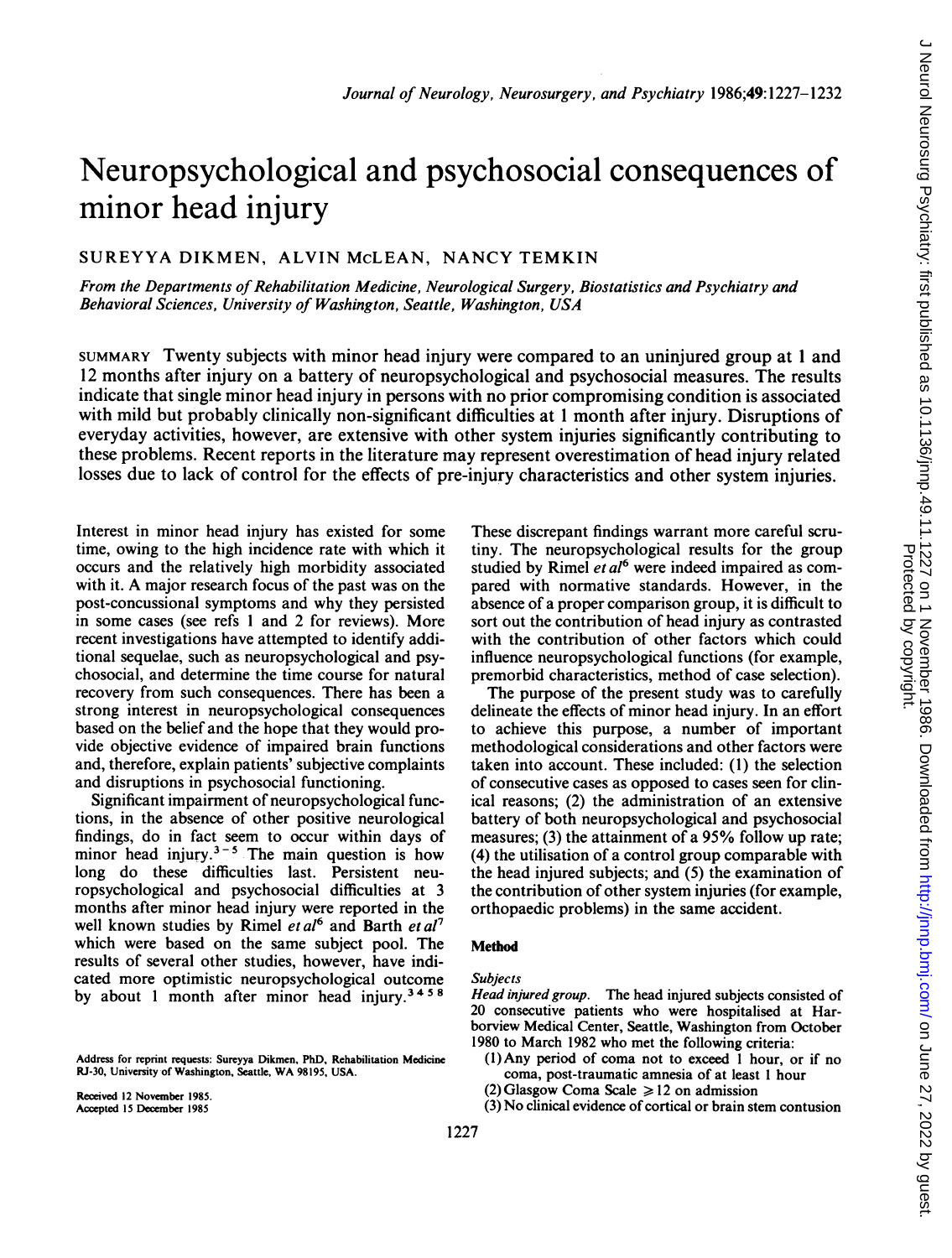# Neuropsychological and psychosocial consequences of minor head injury

SUREYYA DIKMEN, ALVIN McLEAN, NANCY TEMKIN

*From the Departments of Rehabilitation Medicine, Neurological Surgery, Biostatistics and Psychiatry and Behavioral Sciences, University of Washington, Seattle, Washington, USA*

SUMMARY Twenty subjects with minor head injury were compared to an uninjured group at 1 and 12 months after injury on a battery of neuropsychological and psychosocial measures. The results indicate that single minor head injury in persons with no prior compromising condition is associated with mild but probably clinically non-significant difficulties at 1 month after injury. Disruptions of everyday activities, however, are extensive with other system injuries significantly contributing to these problems. Recent reports in the literature may represent overestimation of head injury related losses due to lack of control for the effects of pre-injury characteristics and other system injuries.

Interest in minor head injury has existed for some time, owing to the high incidence rate with which it occurs and the relatively high morbidity associated with it. A major research focus of the past was on the post-concussional symptoms and why they persisted in some cases (see refs 1 and 2 for reviews). More recent investigations have attempted to identify additional sequelae, such as neuropsychological and psychosocial, and determine the time course for natural recovery from such consequences. There has been a strong interest in neuropsychological consequences based on the belief and the hope that they would provide objective evidence of impaired brain functions and, therefore, explain patients' subjective complaints and disruptions in psychosocial functioning.

Significant impairment of neuropsychological functions, in the absence of other positive neurological findings, do in fact seem to occur within days of minor head injury.[3-5] The main question is how long do these difficulties last. Persistent neuropsychological and psychosocial difficulties at 3 months after minor head injury were reported in the well known studies by Rimel *et al*[6] and Barth *et al*[7] which were based on the same subject pool. The results of several other studies, however, have indicated more optimistic neuropsychological outcome by about 1 month after minor head injury.[3 4 5 8]

These discrepant findings warrant more careful scrutiny. The neuropsychological results for the group studied by Rimel *et al*[6] were indeed impaired as compared with normative standards. However, in the absence of a proper comparison group, it is difficult to sort out the contribution of head injury as contrasted with the contribution of other factors which could influence neuropsychological functions (for example, premorbid characteristics, method of case selection).

The purpose of the present study was to carefully delineate the effects of minor head injury. In an effort to achieve this purpose, a number of important methodological considerations and other factors were taken into account. These included: (1) the selection of consecutive cases as opposed to cases seen for clinical reasons; (2) the administration of an extensive battery of both neuropsychological and psychosocial measures; (3) the attainment of a 95% follow up rate; (4) the utilisation of a control group comparable with the head injured subjects; and (5) the examination of the contribution of other system injuries (for example, orthopaedic problems) in the same accident.

## Method

### *Subjects*

*Head injured group.* The head injured subjects consisted of 20 consecutive patients who were hospitalised at Harborview Medical Center, Seattle, Washington from October 1980 to March 1982 who met the following criteria:

(1) Any period of coma not to exceed 1 hour, or if no coma, post-traumatic amnesia of at least 1 hour
(2) Glasgow Coma Scale ≥ 12 on admission
(3) No clinical evidence of cortical or brain stem contusion

Address for reprint requests: Sureyya Dikmen, PhD, Rehabilitation Medicine RJ-30, University of Washington, Seattle, WA 98195, USA.

Received 12 November 1985.
Accepted 15 December 1985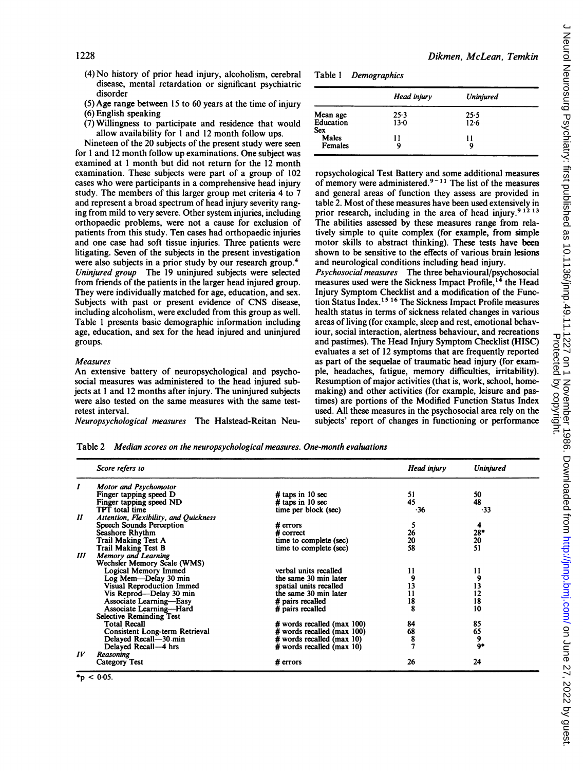(4) No history of prior head injury, alcoholism, cerebral disease, mental retardation or significant psychiatric disorder
(5) Age range between 15 to 60 years at the time of injury
(6) English speaking
(7) Willingness to participate and residence that would allow availability for 1 and 12 month follow ups.

Nineteen of the 20 subjects of the present study were seen for 1 and 12 month follow up examinations. One subject was examined at 1 month but did not return for the 12 month examination. These subjects were part of a group of 102 cases who were participants in a comprehensive head injury study. The members of this larger group met criteria 4 to 7 and represent a broad spectrum of head injury severity ranging from mild to very severe. Other system injuries, including orthopaedic problems, were not a cause for exclusion of patients from this study. Ten cases had orthopaedic injuries and one case had soft tissue injuries. Three patients were litigating. Seven of the subjects in the present investigation were also subjects in a prior study by our research group.[4]

*Uninjured group* The 19 uninjured subjects were selected from friends of the patients in the larger head injured group. They were individually matched for age, education, and sex. Subjects with past or present evidence of CNS disease, including alcoholism, were excluded from this group as well. Table 1 presents basic demographic information including age, education, and sex for the head injured and uninjured groups.

Table 1 *Demographics*

| | *Head injury* | *Uninjured* |
|---|---|---|
| Mean age | 25·3 | 25·5 |
| Education | 13·0 | 12·6 |
| Sex | | |
| Males | 11 | 11 |
| Females | 9 | 9 |

### *Measures*

An extensive battery of neuropsychological and psychosocial measures was administered to the head injured subjects at 1 and 12 months after injury. The uninjured subjects were also tested on the same measures with the same test-retest interval.

*Neuropsychological measures* The Halstead-Reitan Neuropsychological Test Battery and some additional measures of memory were administered.[9-11] The list of the measures and general areas of function they assess are provided in table 2. Most of these measures have been used extensively in prior research, including in the area of head injury.[9,12,13] The abilities assessed by these measures range from relatively simple to quite complex (for example, from simple motor skills to abstract thinking). These tests have been shown to be sensitive to the effects of various brain lesions and neurological conditions including head injury.

*Psychosocial measures* The three behavioural/psychosocial measures used were the Sickness Impact Profile,[14] the Head Injury Symptom Checklist and a modification of the Function Status Index.[15,16] The Sickness Impact Profile measures health status in terms of sickness related changes in various areas of living (for example, sleep and rest, emotional behaviour, social interaction, alertness behaviour, and recreations and pastimes). The Head Injury Symptom Checklist (HISC) evaluates a set of 12 symptoms that are frequently reported as part of the sequelae of traumatic head injury (for example, headaches, fatigue, memory difficulties, irritability). Resumption of major activities (that is, work, school, homemaking) and other activities (for example, leisure and pastimes) are portions of the Modified Function Status Index used. All these measures in the psychosocial area rely on the subjects' report of changes in functioning or performance

Table 2 *Median scores on the neuropsychological measures. One-month evaluations*

| | *Score refers to* | | *Head injury* | *Uninjured* |
|---|---|---|---|---|
| *I* | *Motor and Psychomotor* | | | |
| | Finger tapping speed D | # taps in 10 sec | 51 | 50 |
| | Finger tapping speed ND | # taps in 10 sec | 45 | 48 |
| | TPT total time | time per block (sec) | ·36 | ·33 |
| *II* | *Attention, Flexibility, and Quickness* | | | |
| | Speech Sounds Perception | # errors | 5 | 4 |
| | Seashore Rhythm | # correct | 26 | 28* |
| | Trail Making Test A | time to complete (sec) | 20 | 20 |
| | Trail Making Test B | time to complete (sec) | 58 | 51 |
| *III* | *Memory and Learning* | | | |
| | Wechsler Memory Scale (WMS) | | | |
| | Logical Memory Immed | verbal units recalled | 11 | 11 |
| | Log Mem—Delay 30 min | the same 30 min later | 9 | 9 |
| | Visual Reproduction Immed | spatial units recalled | 13 | 13 |
| | Vis Reprod—Delay 30 min | the same 30 min later | 11 | 12 |
| | Associate Learning—Easy | # pairs recalled | 18 | 18 |
| | Associate Learning—Hard | # pairs recalled | 8 | 10 |
| | Selective Reminding Test | | | |
| | Total Recall | # words recalled (max 100) | 84 | 85 |
| | Consistent Long-term Retrieval | # words recalled (max 100) | 68 | 65 |
| | Delayed Recall—30 min | # words recalled (max 10) | 8 | 9 |
| | Delayed Recall—4 hrs | # words recalled (max 10) | 7 | 9* |
| *IV* | *Reasoning* | | | |
| | Category Test | # errors | 26 | 24 |

*$p < 0·05$.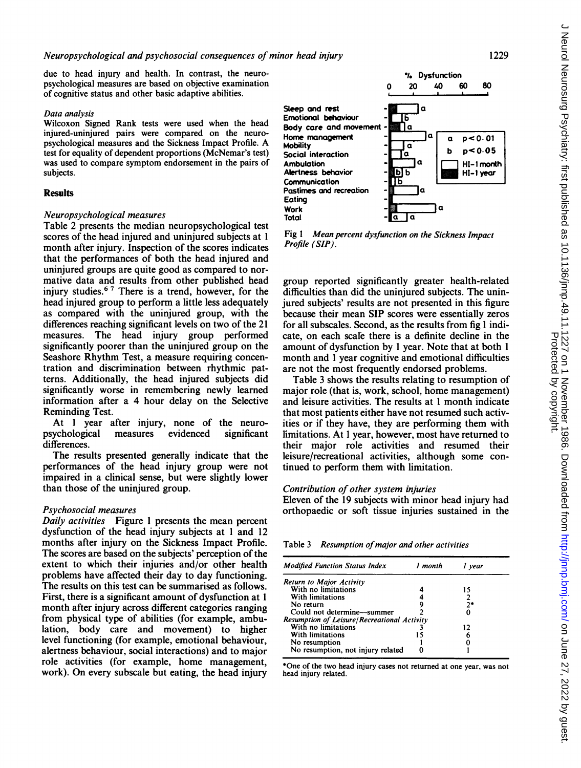due to head injury and health. In contrast, the neuropsychological measures are based on objective examination of cognitive status and other basic adaptive abilities.

*Data analysis*

Wilcoxon Signed Rank tests were used when the head injured-uninjured pairs were compared on the neuropsychological measures and the Sickness Impact Profile. A test for equality of dependent proportions (McNemar's test) was used to compare symptom endorsement in the pairs of subjects.

## Results

*Neuropsychological measures*

Table 2 presents the median neuropsychological test scores of the head injured and uninjured subjects at 1 month after injury. Inspection of the scores indicates that the performances of both the head injured and uninjured groups are quite good as compared to normative data and results from other published head injury studies.[6,7] There is a trend, however, for the head injured group to perform a little less adequately as compared with the uninjured group, with the differences reaching significant levels on two of the 21 measures. The head injury group performed significantly poorer than the uninjured group on the Seashore Rhythm Test, a measure requiring concentration and discrimination between rhythmic patterns. Additionally, the head injured subjects did significantly worse in remembering newly learned information after a 4 hour delay on the Selective Reminding Test.

At 1 year after injury, none of the neuropsychological measures evidenced significant differences.

The results presented generally indicate that the performances of the head injury group were not impaired in a clinical sense, but were slightly lower than those of the uninjured group.

*Psychosocial measures*

*Daily activities* Figure 1 presents the mean percent dysfunction of the head injury subjects at 1 and 12 months after injury on the Sickness Impact Profile. The scores are based on the subjects' perception of the extent to which their injuries and/or other health problems have affected their day to day functioning. The results on this test can be summarised as follows. First, there is a significant amount of dysfunction at 1 month after injury across different categories ranging from physical type of abilities (for example, ambulation, body care and movement) to higher level functioning (for example, emotional behaviour, alertness behaviour, social interactions) and to major role activities (for example, home management, work). On every subscale but eating, the head injury group reported significantly greater health-related difficulties than did the uninjured subjects. The uninjured subjects' results are not presented in this figure because their mean SIP scores were essentially zeros for all subscales. Second, as the results from fig 1 indicate, on each scale there is a definite decline in the amount of dysfunction by 1 year. Note that at both 1 month and 1 year cognitive and emotional difficulties are not the most frequently endorsed problems.

Fig 1 *Mean percent dysfunction on the Sickness Impact Profile (SIP).*

Table 3 shows the results relating to resumption of major role (that is, work, school, home management) and leisure activities. The results at 1 month indicate that most patients either have not resumed such activities or if they have, they are performing them with limitations. At 1 year, however, most have returned to their major role activities and resumed their leisure/recreational activities, although some continued to perform them with limitation.

*Contribution of other system injuries*

Eleven of the 19 subjects with minor head injury had orthopaedic or soft tissue injuries sustained in the

Table 3 *Resumption of major and other activities*

| *Modified Function Status Index* | *1 month* | *1 year* |
|---|---|---|
| *Return to Major Activity* | | |
| With no limitations | 4 | 15 |
| With limitations | 4 | 2 |
| No return | 9 | 2* |
| Could not determine—summer | 2 | 0 |
| *Resumption of Leisure/Recreational Activity* | | |
| With no limitations | 3 | 12 |
| With limitations | 15 | 6 |
| No resumption | 1 | 0 |
| No resumption, not injury related | 0 | 1 |

*One of the two head injury cases not returned at one year, was not head injury related.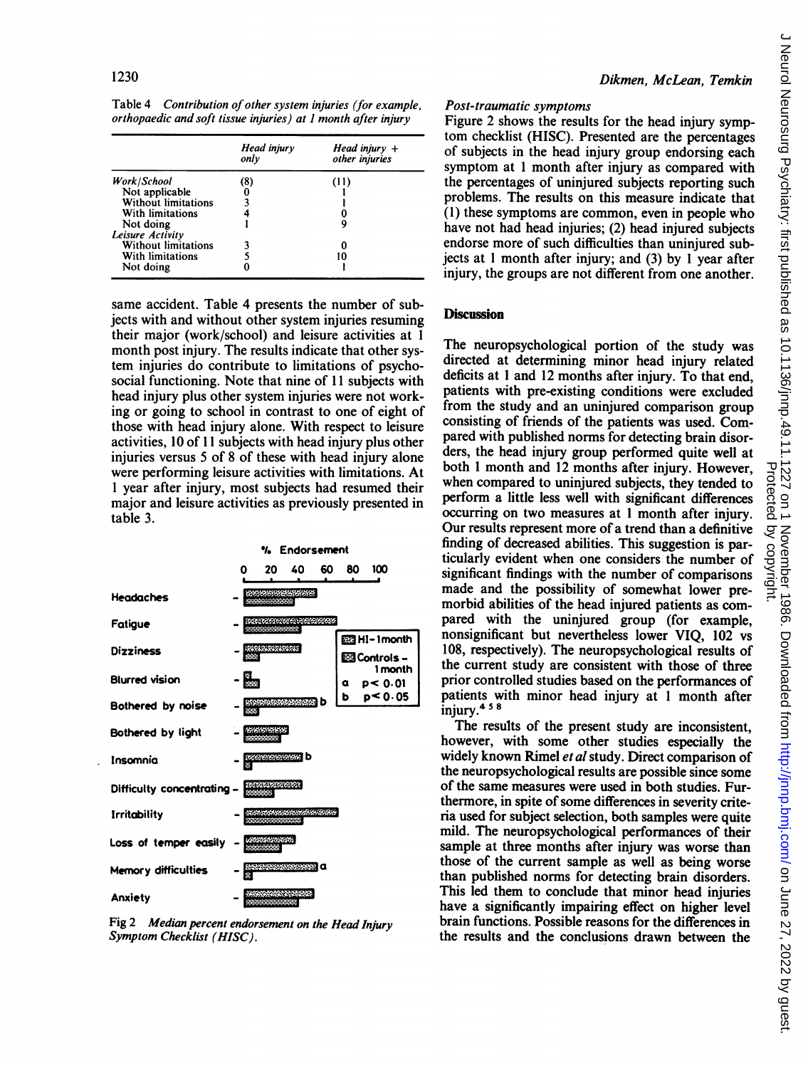Table 4 *Contribution of other system injuries (for example, orthopaedic and soft tissue injuries) at 1 month after injury*

| | Head injury only | Head injury + other injuries |
|---|---|---|
| *Work/School* | (8) | (11) |
| Not applicable | 0 | 1 |
| Without limitations | 3 | 1 |
| With limitations | 4 | 0 |
| Not doing | 1 | 9 |
| *Leisure Activity* | | |
| Without limitations | 3 | 0 |
| With limitations | 5 | 10 |
| Not doing | 0 | 1 |

same accident. Table 4 presents the number of subjects with and without other system injuries resuming their major (work/school) and leisure activities at 1 month post injury. The results indicate that other system injuries do contribute to limitations of psychosocial functioning. Note that nine of 11 subjects with head injury plus other system injuries were not working or going to school in contrast to one of eight of those with head injury alone. With respect to leisure activities, 10 of 11 subjects with head injury plus other injuries versus 5 of 8 of these with head injury alone were performing leisure activities with limitations. At 1 year after injury, most subjects had resumed their major and leisure activities as previously presented in table 3.

Fig 2 *Median percent endorsement on the Head Injury Symptom Checklist (HISC).*

### Post-traumatic symptoms

Figure 2 shows the results for the head injury symptom checklist (HISC). Presented are the percentages of subjects in the head injury group endorsing each symptom at 1 month after injury as compared with the percentages of uninjured subjects reporting such problems. The results on this measure indicate that (1) these symptoms are common, even in people who have not had head injuries; (2) head injured subjects endorse more of such difficulties than uninjured subjects at 1 month after injury; and (3) by 1 year after injury, the groups are not different from one another.

## Discussion

The neuropsychological portion of the study was directed at determining minor head injury related deficits at 1 and 12 months after injury. To that end, patients with pre-existing conditions were excluded from the study and an uninjured comparison group consisting of friends of the patients was used. Compared with published norms for detecting brain disorders, the head injury group performed quite well at both 1 month and 12 months after injury. However, when compared to uninjured subjects, they tended to perform a little less well with significant differences occurring on two measures at 1 month after injury. Our results represent more of a trend than a definitive finding of decreased abilities. This suggestion is particularly evident when one considers the number of significant findings with the number of comparisons made and the possibility of somewhat lower premorbid abilities of the head injured patients as compared with the uninjured group (for example, nonsignificant but nevertheless lower VIQ, 102 vs 108, respectively). The neuropsychological results of the current study are consistent with those of three prior controlled studies based on the performances of patients with minor head injury at 1 month after injury.[4 5 8]

The results of the present study are inconsistent, however, with some other studies especially the widely known Rimel *et al* study. Direct comparison of the neuropsychological results are possible since some of the same measures were used in both studies. Furthermore, in spite of some differences in severity criteria used for subject selection, both samples were quite mild. The neuropsychological performances of their sample at three months after injury was worse than those of the current sample as well as being worse than published norms for detecting brain disorders. This led them to conclude that minor head injuries have a significantly impairing effect on higher level brain functions. Possible reasons for the differences in the results and the conclusions drawn between the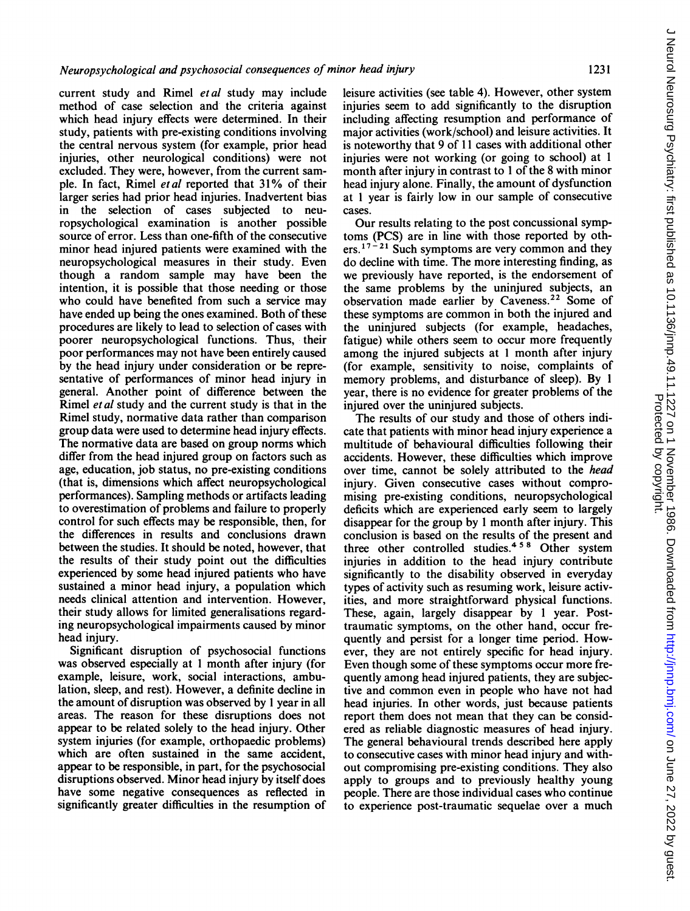current study and Rimel *et al* study may include method of case selection and the criteria against which head injury effects were determined. In their study, patients with pre-existing conditions involving the central nervous system (for example, prior head injuries, other neurological conditions) were not excluded. They were, however, from the current sample. In fact, Rimel *et al* reported that 31% of their larger series had prior head injuries. Inadvertent bias in the selection of cases subjected to neuropsychological examination is another possible source of error. Less than one-fifth of the consecutive minor head injured patients were examined with the neuropsychological measures in their study. Even though a random sample may have been the intention, it is possible that those needing or those who could have benefited from such a service may have ended up being the ones examined. Both of these procedures are likely to lead to selection of cases with poorer neuropsychological functions. Thus, their poor performances may not have been entirely caused by the head injury under consideration or be representative of performances of minor head injury in general. Another point of difference between the Rimel *et al* study and the current study is that in the Rimel study, normative data rather than comparison group data were used to determine head injury effects. The normative data are based on group norms which differ from the head injured group on factors such as age, education, job status, no pre-existing conditions (that is, dimensions which affect neuropsychological performances). Sampling methods or artifacts leading to overestimation of problems and failure to properly control for such effects may be responsible, then, for the differences in results and conclusions drawn between the studies. It should be noted, however, that the results of their study point out the difficulties experienced by some head injured patients who have sustained a minor head injury, a population which needs clinical attention and intervention. However, their study allows for limited generalisations regarding neuropsychological impairments caused by minor head injury.

Significant disruption of psychosocial functions was observed especially at 1 month after injury (for example, leisure, work, social interactions, ambulation, sleep, and rest). However, a definite decline in the amount of disruption was observed by 1 year in all areas. The reason for these disruptions does not appear to be related solely to the head injury. Other system injuries (for example, orthopaedic problems) which are often sustained in the same accident, appear to be responsible, in part, for the psychosocial disruptions observed. Minor head injury by itself does have some negative consequences as reflected in significantly greater difficulties in the resumption of leisure activities (see table 4). However, other system injuries seem to add significantly to the disruption including affecting resumption and performance of major activities (work/school) and leisure activities. It is noteworthy that 9 of 11 cases with additional other injuries were not working (or going to school) at 1 month after injury in contrast to 1 of the 8 with minor head injury alone. Finally, the amount of dysfunction at 1 year is fairly low in our sample of consecutive cases.

Our results relating to the post concussional symptoms (PCS) are in line with those reported by others.[17–21] Such symptoms are very common and they do decline with time. The more interesting finding, as we previously have reported, is the endorsement of the same problems by the uninjured subjects, an observation made earlier by Caveness.[22] Some of these symptoms are common in both the injured and the uninjured subjects (for example, headaches, fatigue) while others seem to occur more frequently among the injured subjects at 1 month after injury (for example, sensitivity to noise, complaints of memory problems, and disturbance of sleep). By 1 year, there is no evidence for greater problems of the injured over the uninjured subjects.

The results of our study and those of others indicate that patients with minor head injury experience a multitude of behavioural difficulties following their accidents. However, these difficulties which improve over time, cannot be solely attributed to the *head* injury. Given consecutive cases without compromising pre-existing conditions, neuropsychological deficits which are experienced early seem to largely disappear for the group by 1 month after injury. This conclusion is based on the results of the present and three other controlled studies.[4 5 8] Other system injuries in addition to the head injury contribute significantly to the disability observed in everyday types of activity such as resuming work, leisure activities, and more straightforward physical functions. These, again, largely disappear by 1 year. Post-traumatic symptoms, on the other hand, occur frequently and persist for a longer time period. However, they are not entirely specific for head injury. Even though some of these symptoms occur more frequently among head injured patients, they are subjective and common even in people who have not had head injuries. In other words, just because patients report them does not mean that they can be considered as reliable diagnostic measures of head injury. The general behavioural trends described here apply to consecutive cases with minor head injury and without compromising pre-existing conditions. They also apply to groups and to previously healthy young people. There are those individual cases who continue to experience post-traumatic sequelae over a much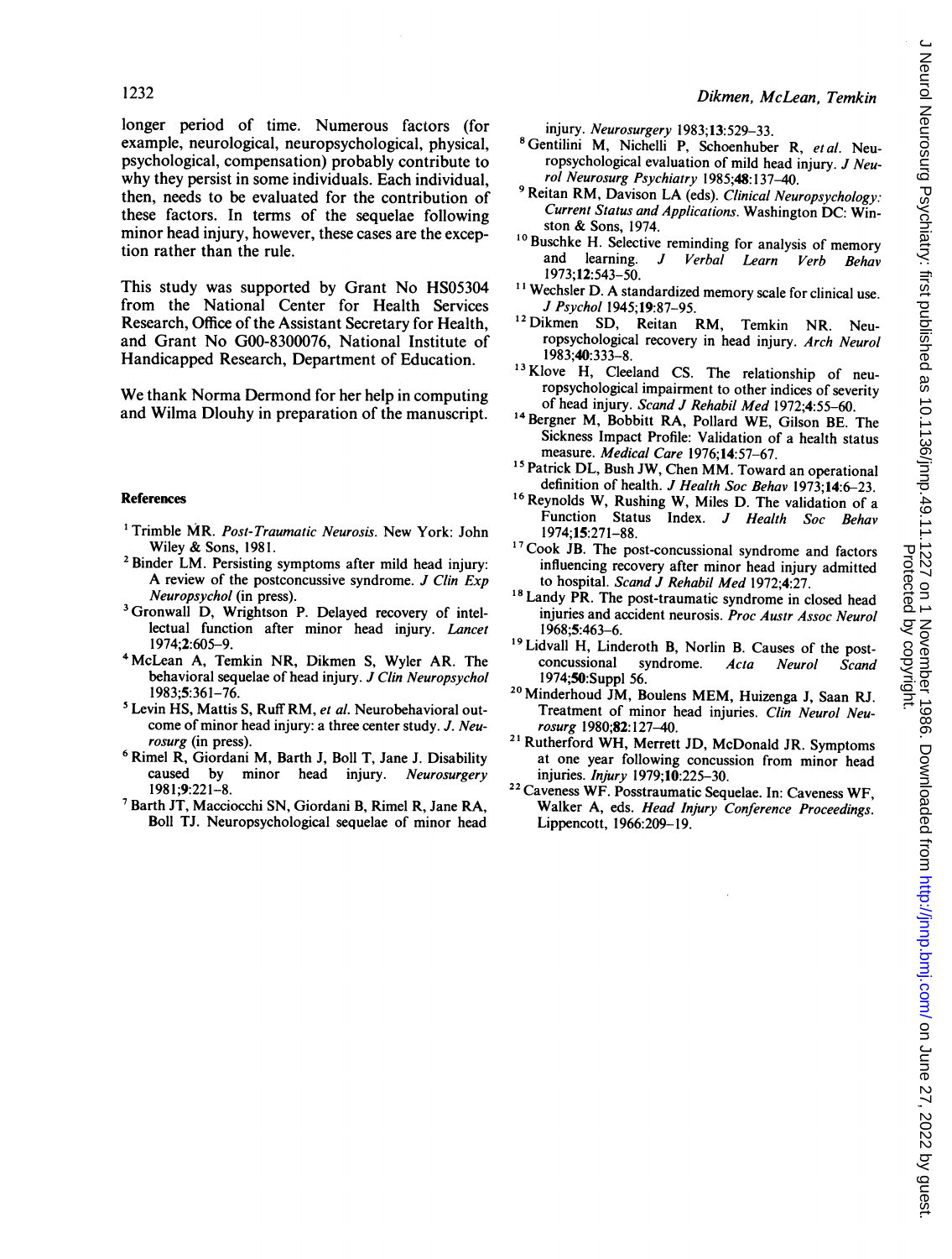longer period of time. Numerous factors (for example, neurological, neuropsychological, physical, psychological, compensation) probably contribute to why they persist in some individuals. Each individual, then, needs to be evaluated for the contribution of these factors. In terms of the sequelae following minor head injury, however, these cases are the exception rather than the rule.

This study was supported by Grant No HS05304 from the National Center for Health Services Research, Office of the Assistant Secretary for Health, and Grant No G00-8300076, National Institute of Handicapped Research, Department of Education.

We thank Norma Dermond for her help in computing and Wilma Dlouhy in preparation of the manuscript.

### References

1. Trimble MR. *Post-Traumatic Neurosis*. New York: John Wiley & Sons, 1981.
2. Binder LM. Persisting symptoms after mild head injury: A review of the postconcussive syndrome. *J Clin Exp Neuropsychol* (in press).
3. Gronwall D, Wrightson P. Delayed recovery of intellectual function after minor head injury. *Lancet* 1974;**2**:605–9.
4. McLean A, Temkin NR, Dikmen S, Wyler AR. The behavioral sequelae of head injury. *J Clin Neuropsychol* 1983;**5**:361–76.
5. Levin HS, Mattis S, Ruff RM, *et al*. Neurobehavioral outcome of minor head injury: a three center study. *J. Neurosurg* (in press).
6. Rimel R, Giordani M, Barth J, Boll T, Jane J. Disability caused by minor head injury. *Neurosurgery* 1981;**9**:221–8.
7. Barth JT, Macciocchi SN, Giordani B, Rimel R, Jane RA, Boll TJ. Neuropsychological sequelae of minor head injury. *Neurosurgery* 1983;**13**:529–33.
8. Gentilini M, Nichelli P, Schoenhuber R, *et al*. Neuropsychological evaluation of mild head injury. *J Neurol Neurosurg Psychiatry* 1985;**48**:137–40.
9. Reitan RM, Davison LA (eds). *Clinical Neuropsychology: Current Status and Applications*. Washington DC: Winston & Sons, 1974.
10. Buschke H. Selective reminding for analysis of memory and learning. *J Verbal Learn Verb Behav* 1973;**12**:543–50.
11. Wechsler D. A standardized memory scale for clinical use. *J Psychol* 1945;**19**:87–95.
12. Dikmen SD, Reitan RM, Temkin NR. Neuropsychological recovery in head injury. *Arch Neurol* 1983;**40**:333–8.
13. Klove H, Cleeland CS. The relationship of neuropsychological impairment to other indices of severity of head injury. *Scand J Rehabil Med* 1972;**4**:55–60.
14. Bergner M, Bobbitt RA, Pollard WE, Gilson BE. The Sickness Impact Profile: Validation of a health status measure. *Medical Care* 1976;**14**:57–67.
15. Patrick DL, Bush JW, Chen MM. Toward an operational definition of health. *J Health Soc Behav* 1973;**14**:6–23.
16. Reynolds W, Rushing W, Miles D. The validation of a Function Status Index. *J Health Soc Behav* 1974;**15**:271–88.
17. Cook JB. The post-concussional syndrome and factors influencing recovery after minor head injury admitted to hospital. *Scand J Rehabil Med* 1972;**4**:27.
18. Landy PR. The post-traumatic syndrome in closed head injuries and accident neurosis. *Proc Austr Assoc Neurol* 1968;**5**:463–6.
19. Lidvall H, Linderoth B, Norlin B. Causes of the post-concussional syndrome. *Acta Neurol Scand* 1974;**50**:Suppl 56.
20. Minderhoud JM, Boulens MEM, Huizenga J, Saan RJ. Treatment of minor head injuries. *Clin Neurol Neurosurg* 1980;**82**:127–40.
21. Rutherford WH, Merrett JD, McDonald JR. Symptoms at one year following concussion from minor head injuries. *Injury* 1979;**10**:225–30.
22. Caveness WF. Posstraumatic Sequelae. In: Caveness WF, Walker A, eds. *Head Injury Conference Proceedings*. Lippencott, 1966:209–19.